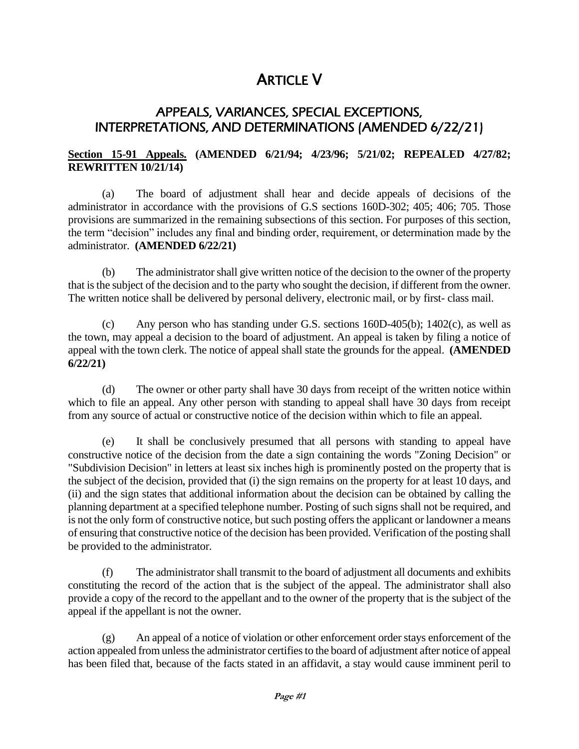# ARTICLE V

## APPEALS, VARIANCES, SPECIAL EXCEPTIONS, INTERPRETATIONS, AND DETERMINATIONS (AMENDED 6/22/21)

**Section 15-91 Appeals. (AMENDED 6/21/94; 4/23/96; 5/21/02; REPEALED 4/27/82; REWRITTEN 10/21/14)**

(a) The board of adjustment shall hear and decide appeals of decisions of the administrator in accordance with the provisions of G.S sections 160D-302; 405; 406; 705. Those provisions are summarized in the remaining subsections of this section. For purposes of this section, the term "decision" includes any final and binding order, requirement, or determination made by the administrator. **(AMENDED 6/22/21)**

(b) The administrator shall give written notice of the decision to the owner of the property that is the subject of the decision and to the party who sought the decision, if different from the owner. The written notice shall be delivered by personal delivery, electronic mail, or by first- class mail.

(c) Any person who has standing under G.S. sections 160D-405(b); 1402(c), as well as the town, may appeal a decision to the board of adjustment. An appeal is taken by filing a notice of appeal with the town clerk. The notice of appeal shall state the grounds for the appeal. **(AMENDED 6/22/21)**

(d) The owner or other party shall have 30 days from receipt of the written notice within which to file an appeal. Any other person with standing to appeal shall have 30 days from receipt from any source of actual or constructive notice of the decision within which to file an appeal.

(e) It shall be conclusively presumed that all persons with standing to appeal have constructive notice of the decision from the date a sign containing the words "Zoning Decision" or "Subdivision Decision" in letters at least six inches high is prominently posted on the property that is the subject of the decision, provided that (i) the sign remains on the property for at least 10 days, and (ii) and the sign states that additional information about the decision can be obtained by calling the planning department at a specified telephone number. Posting of such signs shall not be required, and is not the only form of constructive notice, but such posting offers the applicant or landowner a means of ensuring that constructive notice of the decision has been provided. Verification of the posting shall be provided to the administrator.

(f) The administrator shall transmit to the board of adjustment all documents and exhibits constituting the record of the action that is the subject of the appeal. The administrator shall also provide a copy of the record to the appellant and to the owner of the property that is the subject of the appeal if the appellant is not the owner.

(g) An appeal of a notice of violation or other enforcement order stays enforcement of the action appealed from unless the administrator certifies to the board of adjustment after notice of appeal has been filed that, because of the facts stated in an affidavit, a stay would cause imminent peril to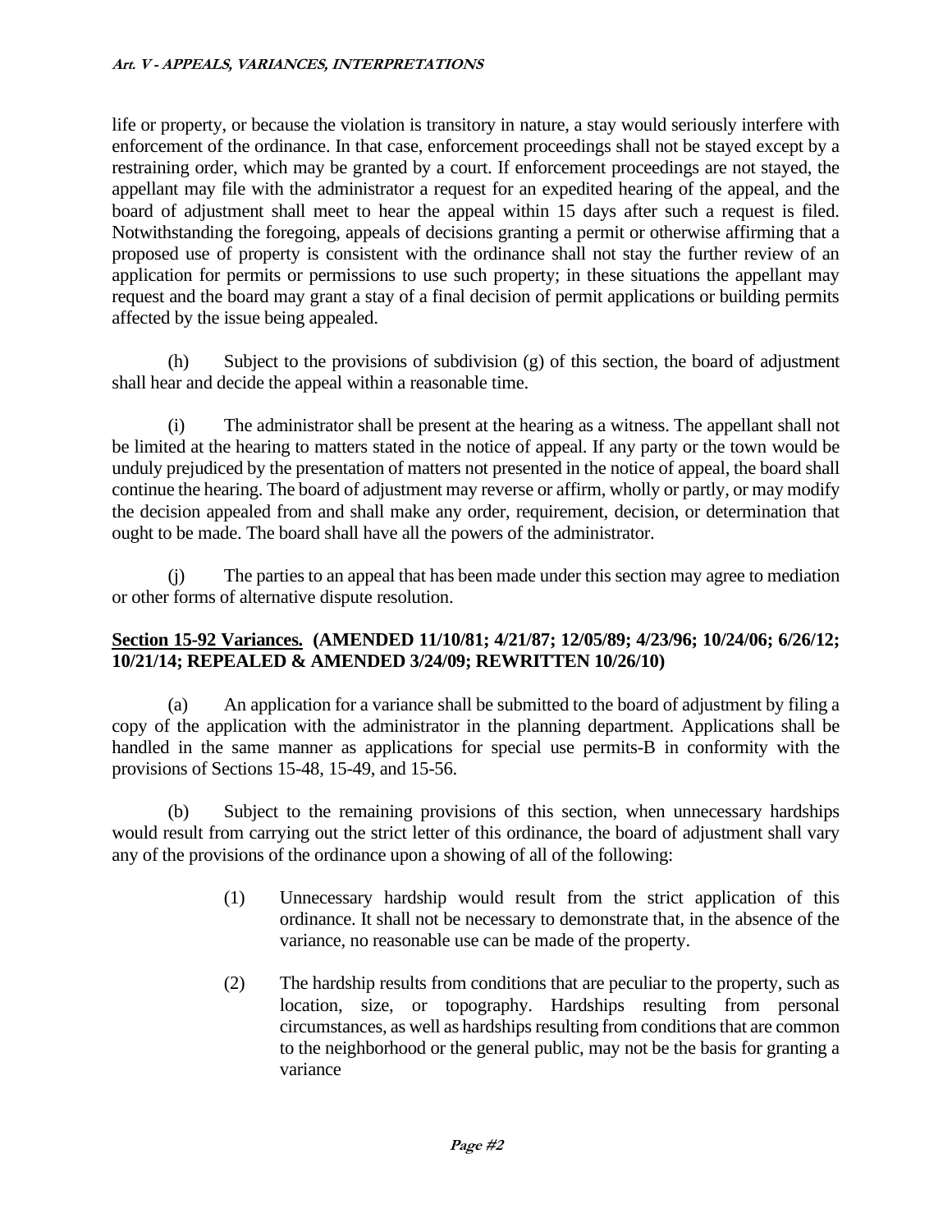life or property, or because the violation is transitory in nature, a stay would seriously interfere with enforcement of the ordinance. In that case, enforcement proceedings shall not be stayed except by a restraining order, which may be granted by a court. If enforcement proceedings are not stayed, the appellant may file with the administrator a request for an expedited hearing of the appeal, and the board of adjustment shall meet to hear the appeal within 15 days after such a request is filed. Notwithstanding the foregoing, appeals of decisions granting a permit or otherwise affirming that a proposed use of property is consistent with the ordinance shall not stay the further review of an application for permits or permissions to use such property; in these situations the appellant may request and the board may grant a stay of a final decision of permit applications or building permits affected by the issue being appealed.

(h) Subject to the provisions of subdivision (g) of this section, the board of adjustment shall hear and decide the appeal within a reasonable time.

(i) The administrator shall be present at the hearing as a witness. The appellant shall not be limited at the hearing to matters stated in the notice of appeal. If any party or the town would be unduly prejudiced by the presentation of matters not presented in the notice of appeal, the board shall continue the hearing. The board of adjustment may reverse or affirm, wholly or partly, or may modify the decision appealed from and shall make any order, requirement, decision, or determination that ought to be made. The board shall have all the powers of the administrator.

(j) The parties to an appeal that has been made under this section may agree to mediation or other forms of alternative dispute resolution.

**Section 15-92 Variances. (AMENDED 11/10/81; 4/21/87; 12/05/89; 4/23/96; 10/24/06; 6/26/12; 10/21/14; REPEALED & AMENDED 3/24/09; REWRITTEN 10/26/10)**

(a) An application for a variance shall be submitted to the board of adjustment by filing a copy of the application with the administrator in the planning department. Applications shall be handled in the same manner as applications for special use permits-B in conformity with the provisions of Sections 15-48, 15-49, and 15-56.

(b) Subject to the remaining provisions of this section, when unnecessary hardships would result from carrying out the strict letter of this ordinance, the board of adjustment shall vary any of the provisions of the ordinance upon a showing of all of the following:

(1) Unnecessary hardship would result from the strict application of this ordinance. It shall not be necessary to demonstrate that, in the absence of the variance, no reasonable use can be made of the property.

(2) The hardship results from conditions that are peculiar to the property, such as location, size, or topography. Hardships resulting from personal circumstances, as well as hardships resulting from conditions that are common to the neighborhood or the general public, may not be the basis for granting a variance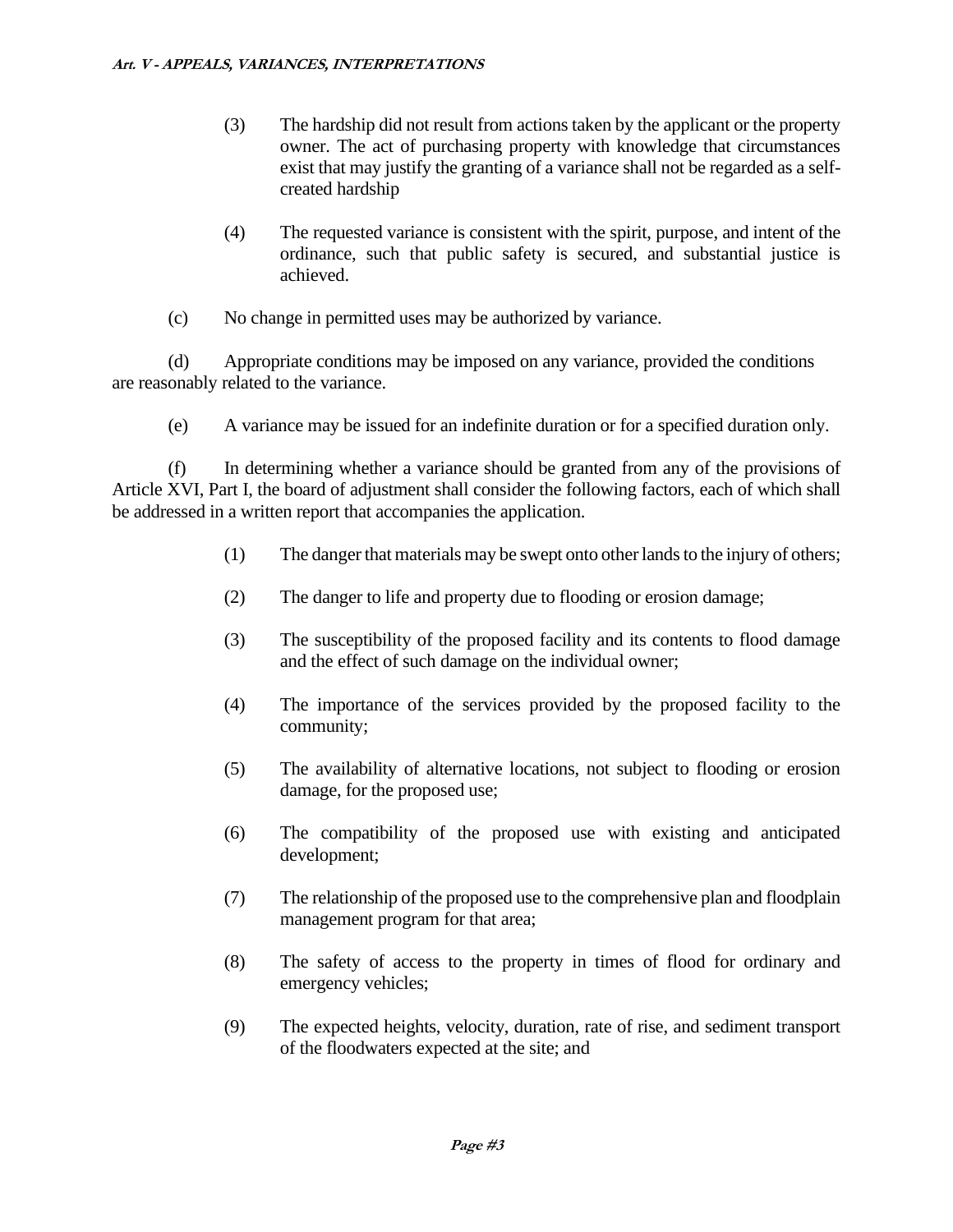(3) The hardship did not result from actions taken by the applicant or the property owner. The act of purchasing property with knowledge that circumstances exist that may justify the granting of a variance shall not be regarded as a self-created hardship

(4) The requested variance is consistent with the spirit, purpose, and intent of the ordinance, such that public safety is secured, and substantial justice is achieved.

(c) No change in permitted uses may be authorized by variance.

(d) Appropriate conditions may be imposed on any variance, provided the conditions are reasonably related to the variance.

(e) A variance may be issued for an indefinite duration or for a specified duration only.

(f) In determining whether a variance should be granted from any of the provisions of Article XVI, Part I, the board of adjustment shall consider the following factors, each of which shall be addressed in a written report that accompanies the application.

(1) The danger that materials may be swept onto other lands to the injury of others;

(2) The danger to life and property due to flooding or erosion damage;

(3) The susceptibility of the proposed facility and its contents to flood damage and the effect of such damage on the individual owner;

(4) The importance of the services provided by the proposed facility to the community;

(5) The availability of alternative locations, not subject to flooding or erosion damage, for the proposed use;

(6) The compatibility of the proposed use with existing and anticipated development;

(7) The relationship of the proposed use to the comprehensive plan and floodplain management program for that area;

(8) The safety of access to the property in times of flood for ordinary and emergency vehicles;

(9) The expected heights, velocity, duration, rate of rise, and sediment transport of the floodwaters expected at the site; and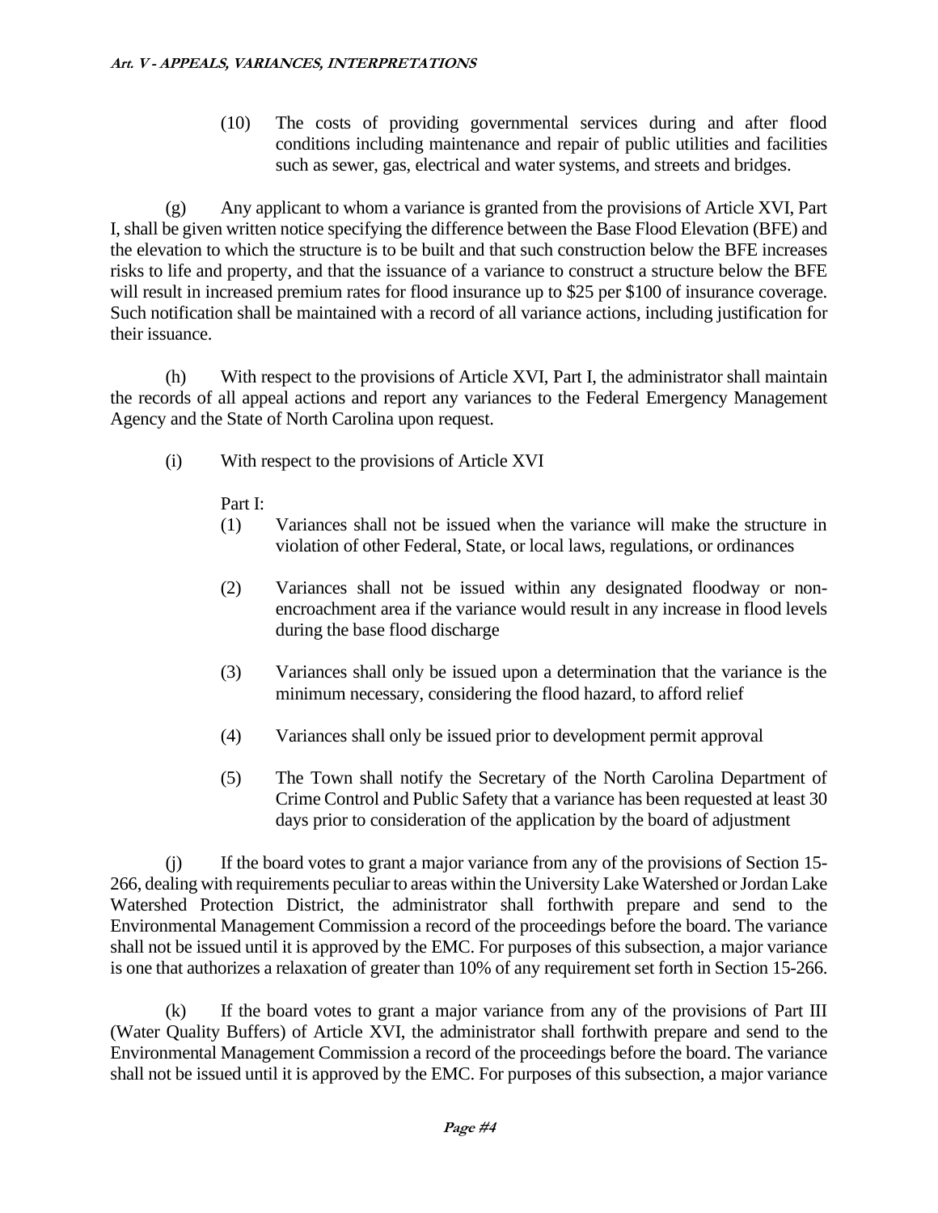(10) The costs of providing governmental services during and after flood conditions including maintenance and repair of public utilities and facilities such as sewer, gas, electrical and water systems, and streets and bridges.

(g) Any applicant to whom a variance is granted from the provisions of Article XVI, Part I, shall be given written notice specifying the difference between the Base Flood Elevation (BFE) and the elevation to which the structure is to be built and that such construction below the BFE increases risks to life and property, and that the issuance of a variance to construct a structure below the BFE will result in increased premium rates for flood insurance up to $25 per $100 of insurance coverage. Such notification shall be maintained with a record of all variance actions, including justification for their issuance.

(h) With respect to the provisions of Article XVI, Part I, the administrator shall maintain the records of all appeal actions and report any variances to the Federal Emergency Management Agency and the State of North Carolina upon request.

(i) With respect to the provisions of Article XVI

Part I:

(1) Variances shall not be issued when the variance will make the structure in violation of other Federal, State, or local laws, regulations, or ordinances

(2) Variances shall not be issued within any designated floodway or non-encroachment area if the variance would result in any increase in flood levels during the base flood discharge

(3) Variances shall only be issued upon a determination that the variance is the minimum necessary, considering the flood hazard, to afford relief

(4) Variances shall only be issued prior to development permit approval

(5) The Town shall notify the Secretary of the North Carolina Department of Crime Control and Public Safety that a variance has been requested at least 30 days prior to consideration of the application by the board of adjustment

(j) If the board votes to grant a major variance from any of the provisions of Section 15-266, dealing with requirements peculiar to areas within the University Lake Watershed or Jordan Lake Watershed Protection District, the administrator shall forthwith prepare and send to the Environmental Management Commission a record of the proceedings before the board. The variance shall not be issued until it is approved by the EMC. For purposes of this subsection, a major variance is one that authorizes a relaxation of greater than 10% of any requirement set forth in Section 15-266.

(k) If the board votes to grant a major variance from any of the provisions of Part III (Water Quality Buffers) of Article XVI, the administrator shall forthwith prepare and send to the Environmental Management Commission a record of the proceedings before the board. The variance shall not be issued until it is approved by the EMC. For purposes of this subsection, a major variance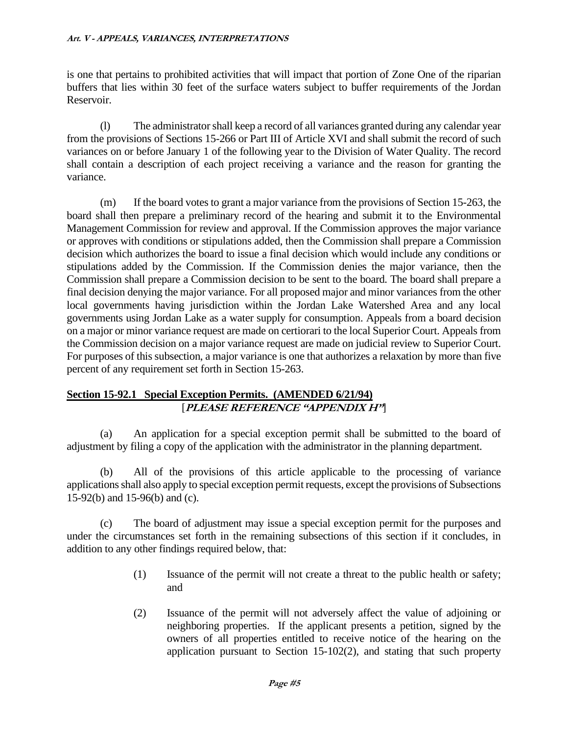is one that pertains to prohibited activities that will impact that portion of Zone One of the riparian buffers that lies within 30 feet of the surface waters subject to buffer requirements of the Jordan Reservoir.

(l) The administrator shall keep a record of all variances granted during any calendar year from the provisions of Sections 15-266 or Part III of Article XVI and shall submit the record of such variances on or before January 1 of the following year to the Division of Water Quality. The record shall contain a description of each project receiving a variance and the reason for granting the variance.

(m) If the board votes to grant a major variance from the provisions of Section 15-263, the board shall then prepare a preliminary record of the hearing and submit it to the Environmental Management Commission for review and approval. If the Commission approves the major variance or approves with conditions or stipulations added, then the Commission shall prepare a Commission decision which authorizes the board to issue a final decision which would include any conditions or stipulations added by the Commission. If the Commission denies the major variance, then the Commission shall prepare a Commission decision to be sent to the board. The board shall prepare a final decision denying the major variance. For all proposed major and minor variances from the other local governments having jurisdiction within the Jordan Lake Watershed Area and any local governments using Jordan Lake as a water supply for consumption. Appeals from a board decision on a major or minor variance request are made on certiorari to the local Superior Court. Appeals from the Commission decision on a major variance request are made on judicial review to Superior Court. For purposes of this subsection, a major variance is one that authorizes a relaxation by more than five percent of any requirement set forth in Section 15-263.

## Section 15-92.1 Special Exception Permits. (AMENDED 6/21/94)
[***PLEASE REFERENCE "APPENDIX H"***]

(a) An application for a special exception permit shall be submitted to the board of adjustment by filing a copy of the application with the administrator in the planning department.

(b) All of the provisions of this article applicable to the processing of variance applications shall also apply to special exception permit requests, except the provisions of Subsections 15-92(b) and 15-96(b) and (c).

(c) The board of adjustment may issue a special exception permit for the purposes and under the circumstances set forth in the remaining subsections of this section if it concludes, in addition to any other findings required below, that:

(1) Issuance of the permit will not create a threat to the public health or safety; and

(2) Issuance of the permit will not adversely affect the value of adjoining or neighboring properties. If the applicant presents a petition, signed by the owners of all properties entitled to receive notice of the hearing on the application pursuant to Section 15-102(2), and stating that such property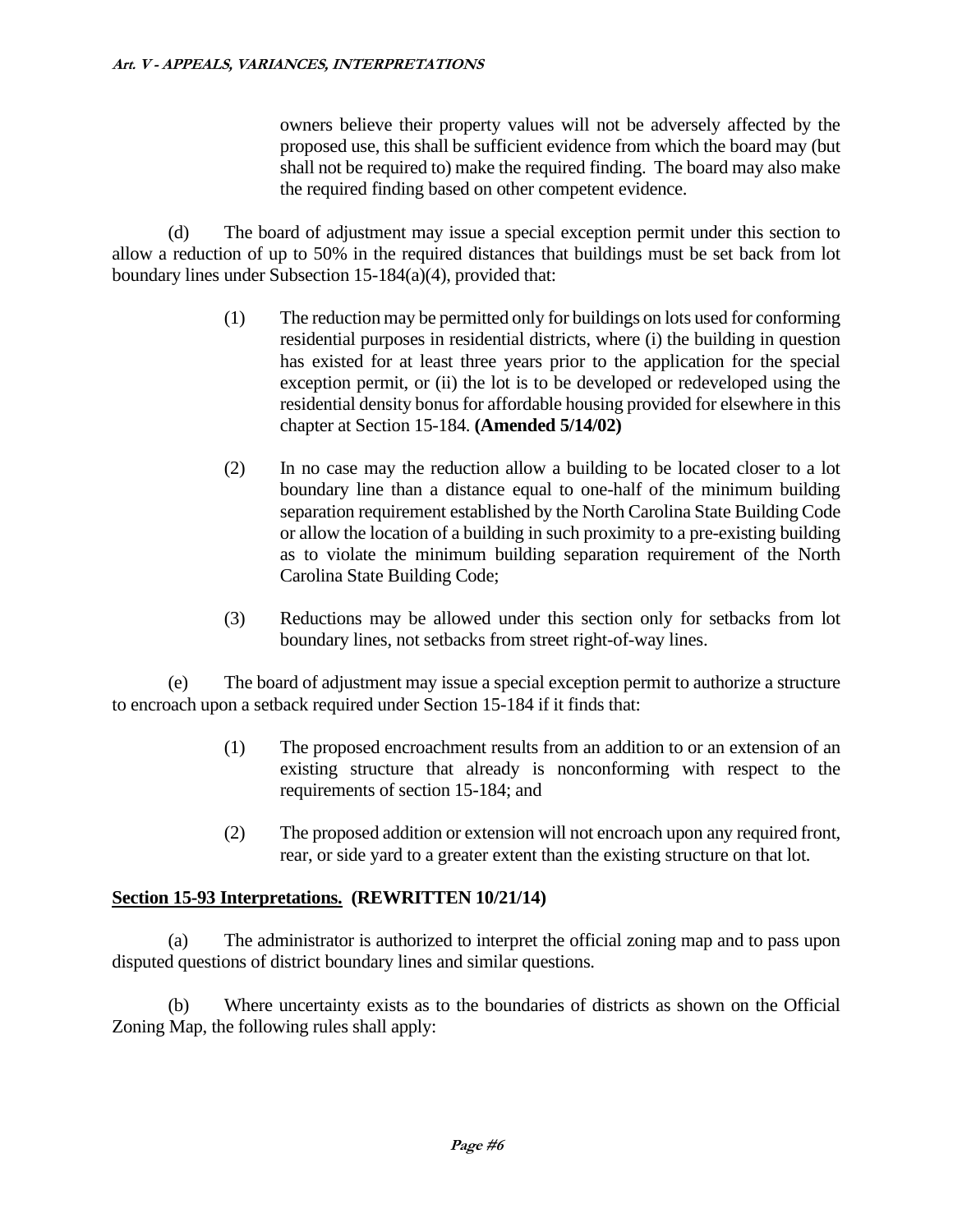owners believe their property values will not be adversely affected by the proposed use, this shall be sufficient evidence from which the board may (but shall not be required to) make the required finding. The board may also make the required finding based on other competent evidence.

(d) The board of adjustment may issue a special exception permit under this section to allow a reduction of up to 50% in the required distances that buildings must be set back from lot boundary lines under Subsection 15-184(a)(4), provided that:

(1) The reduction may be permitted only for buildings on lots used for conforming residential purposes in residential districts, where (i) the building in question has existed for at least three years prior to the application for the special exception permit, or (ii) the lot is to be developed or redeveloped using the residential density bonus for affordable housing provided for elsewhere in this chapter at Section 15-184. **(Amended 5/14/02)**

(2) In no case may the reduction allow a building to be located closer to a lot boundary line than a distance equal to one-half of the minimum building separation requirement established by the North Carolina State Building Code or allow the location of a building in such proximity to a pre-existing building as to violate the minimum building separation requirement of the North Carolina State Building Code;

(3) Reductions may be allowed under this section only for setbacks from lot boundary lines, not setbacks from street right-of-way lines.

(e) The board of adjustment may issue a special exception permit to authorize a structure to encroach upon a setback required under Section 15-184 if it finds that:

(1) The proposed encroachment results from an addition to or an extension of an existing structure that already is nonconforming with respect to the requirements of section 15-184; and

(2) The proposed addition or extension will not encroach upon any required front, rear, or side yard to a greater extent than the existing structure on that lot.

**Section 15-93 Interpretations. (REWRITTEN 10/21/14)**

(a) The administrator is authorized to interpret the official zoning map and to pass upon disputed questions of district boundary lines and similar questions.

(b) Where uncertainty exists as to the boundaries of districts as shown on the Official Zoning Map, the following rules shall apply: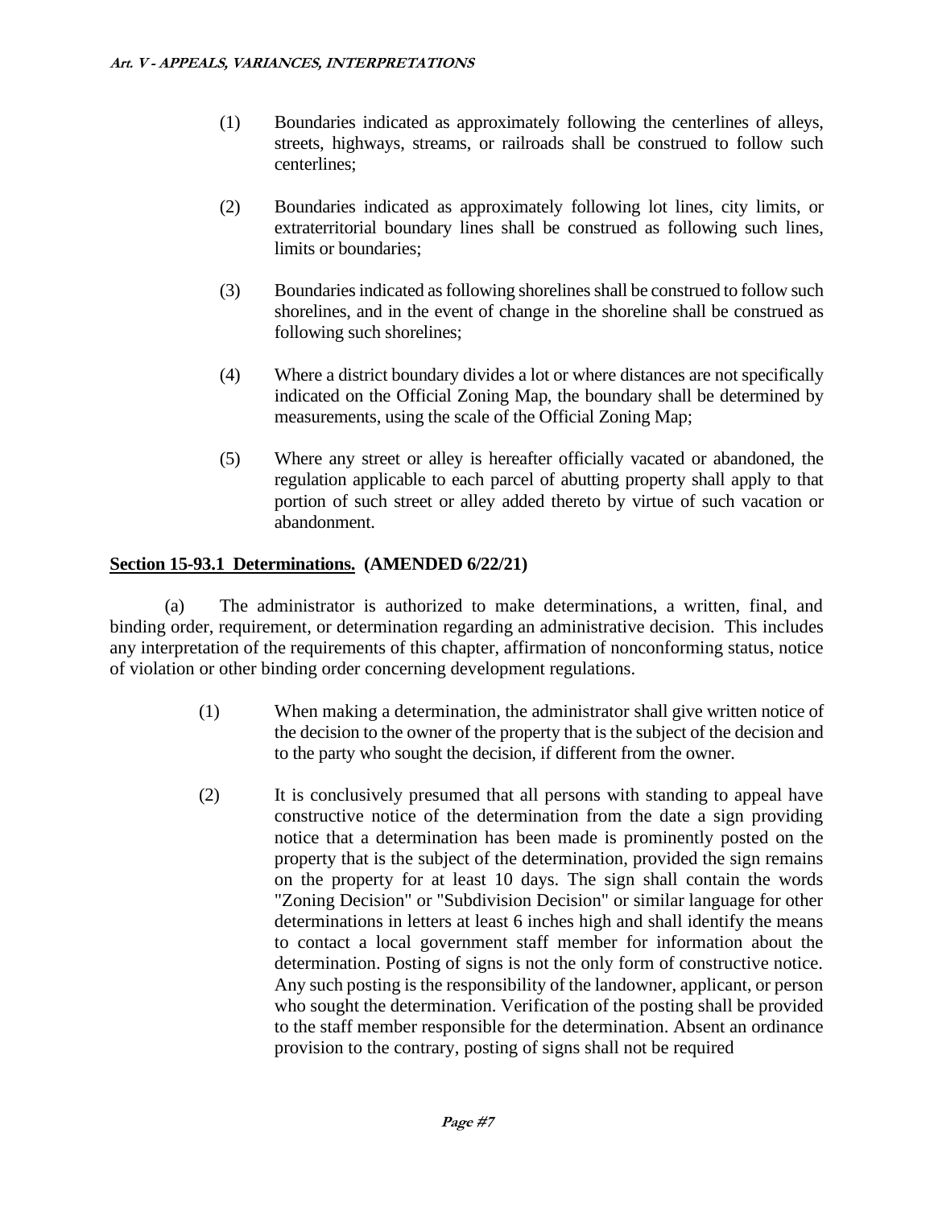(1) Boundaries indicated as approximately following the centerlines of alleys, streets, highways, streams, or railroads shall be construed to follow such centerlines;

(2) Boundaries indicated as approximately following lot lines, city limits, or extraterritorial boundary lines shall be construed as following such lines, limits or boundaries;

(3) Boundaries indicated as following shorelines shall be construed to follow such shorelines, and in the event of change in the shoreline shall be construed as following such shorelines;

(4) Where a district boundary divides a lot or where distances are not specifically indicated on the Official Zoning Map, the boundary shall be determined by measurements, using the scale of the Official Zoning Map;

(5) Where any street or alley is hereafter officially vacated or abandoned, the regulation applicable to each parcel of abutting property shall apply to that portion of such street or alley added thereto by virtue of such vacation or abandonment.

**Section 15-93.1 Determinations. (AMENDED 6/22/21)**

(a) The administrator is authorized to make determinations, a written, final, and binding order, requirement, or determination regarding an administrative decision. This includes any interpretation of the requirements of this chapter, affirmation of nonconforming status, notice of violation or other binding order concerning development regulations.

(1) When making a determination, the administrator shall give written notice of the decision to the owner of the property that is the subject of the decision and to the party who sought the decision, if different from the owner.

(2) It is conclusively presumed that all persons with standing to appeal have constructive notice of the determination from the date a sign providing notice that a determination has been made is prominently posted on the property that is the subject of the determination, provided the sign remains on the property for at least 10 days. The sign shall contain the words "Zoning Decision" or "Subdivision Decision" or similar language for other determinations in letters at least 6 inches high and shall identify the means to contact a local government staff member for information about the determination. Posting of signs is not the only form of constructive notice. Any such posting is the responsibility of the landowner, applicant, or person who sought the determination. Verification of the posting shall be provided to the staff member responsible for the determination. Absent an ordinance provision to the contrary, posting of signs shall not be required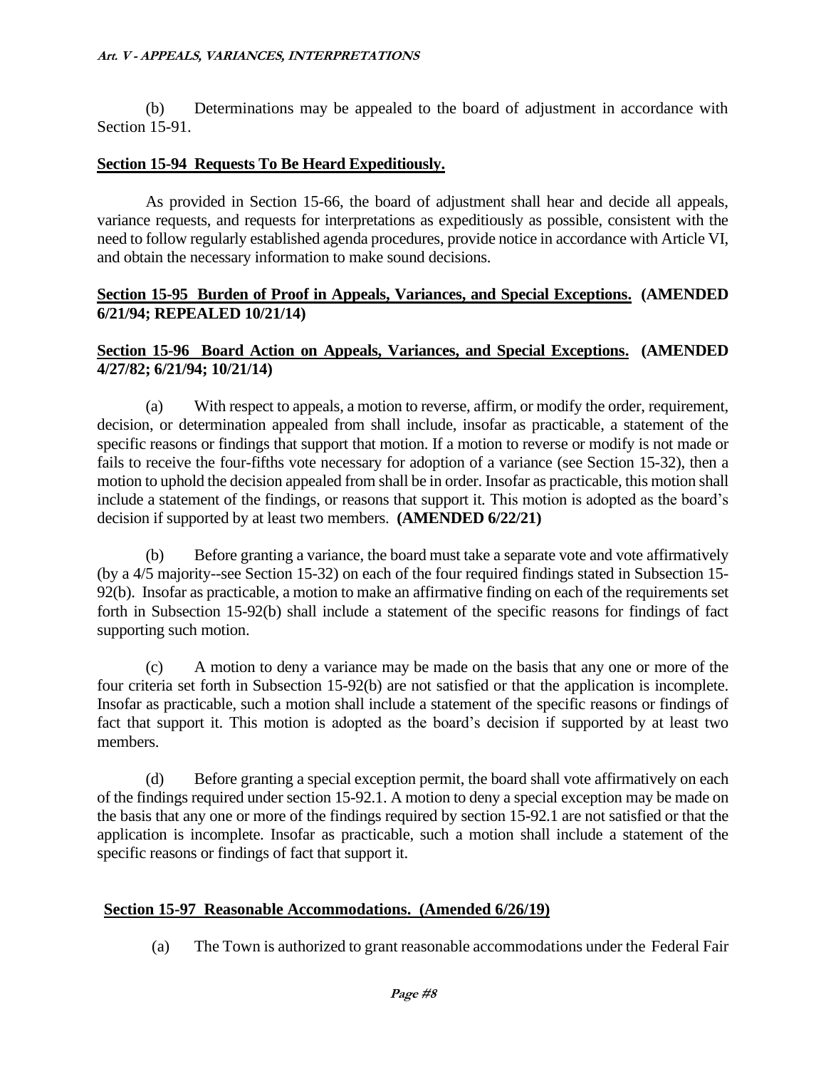(b) Determinations may be appealed to the board of adjustment in accordance with Section 15-91.

**Section 15-94 Requests To Be Heard Expeditiously.**

As provided in Section 15-66, the board of adjustment shall hear and decide all appeals, variance requests, and requests for interpretations as expeditiously as possible, consistent with the need to follow regularly established agenda procedures, provide notice in accordance with Article VI, and obtain the necessary information to make sound decisions.

**Section 15-95 Burden of Proof in Appeals, Variances, and Special Exceptions. (AMENDED 6/21/94; REPEALED 10/21/14)**

**Section 15-96 Board Action on Appeals, Variances, and Special Exceptions. (AMENDED 4/27/82; 6/21/94; 10/21/14)**

(a) With respect to appeals, a motion to reverse, affirm, or modify the order, requirement, decision, or determination appealed from shall include, insofar as practicable, a statement of the specific reasons or findings that support that motion. If a motion to reverse or modify is not made or fails to receive the four-fifths vote necessary for adoption of a variance (see Section 15-32), then a motion to uphold the decision appealed from shall be in order. Insofar as practicable, this motion shall include a statement of the findings, or reasons that support it. This motion is adopted as the board's decision if supported by at least two members. **(AMENDED 6/22/21)**

(b) Before granting a variance, the board must take a separate vote and vote affirmatively (by a 4/5 majority--see Section 15-32) on each of the four required findings stated in Subsection 15-92(b). Insofar as practicable, a motion to make an affirmative finding on each of the requirements set forth in Subsection 15-92(b) shall include a statement of the specific reasons for findings of fact supporting such motion.

(c) A motion to deny a variance may be made on the basis that any one or more of the four criteria set forth in Subsection 15-92(b) are not satisfied or that the application is incomplete. Insofar as practicable, such a motion shall include a statement of the specific reasons or findings of fact that support it. This motion is adopted as the board's decision if supported by at least two members.

(d) Before granting a special exception permit, the board shall vote affirmatively on each of the findings required under section 15-92.1. A motion to deny a special exception may be made on the basis that any one or more of the findings required by section 15-92.1 are not satisfied or that the application is incomplete. Insofar as practicable, such a motion shall include a statement of the specific reasons or findings of fact that support it.

**Section 15-97 Reasonable Accommodations. (Amended 6/26/19)**

(a) The Town is authorized to grant reasonable accommodations under the Federal Fair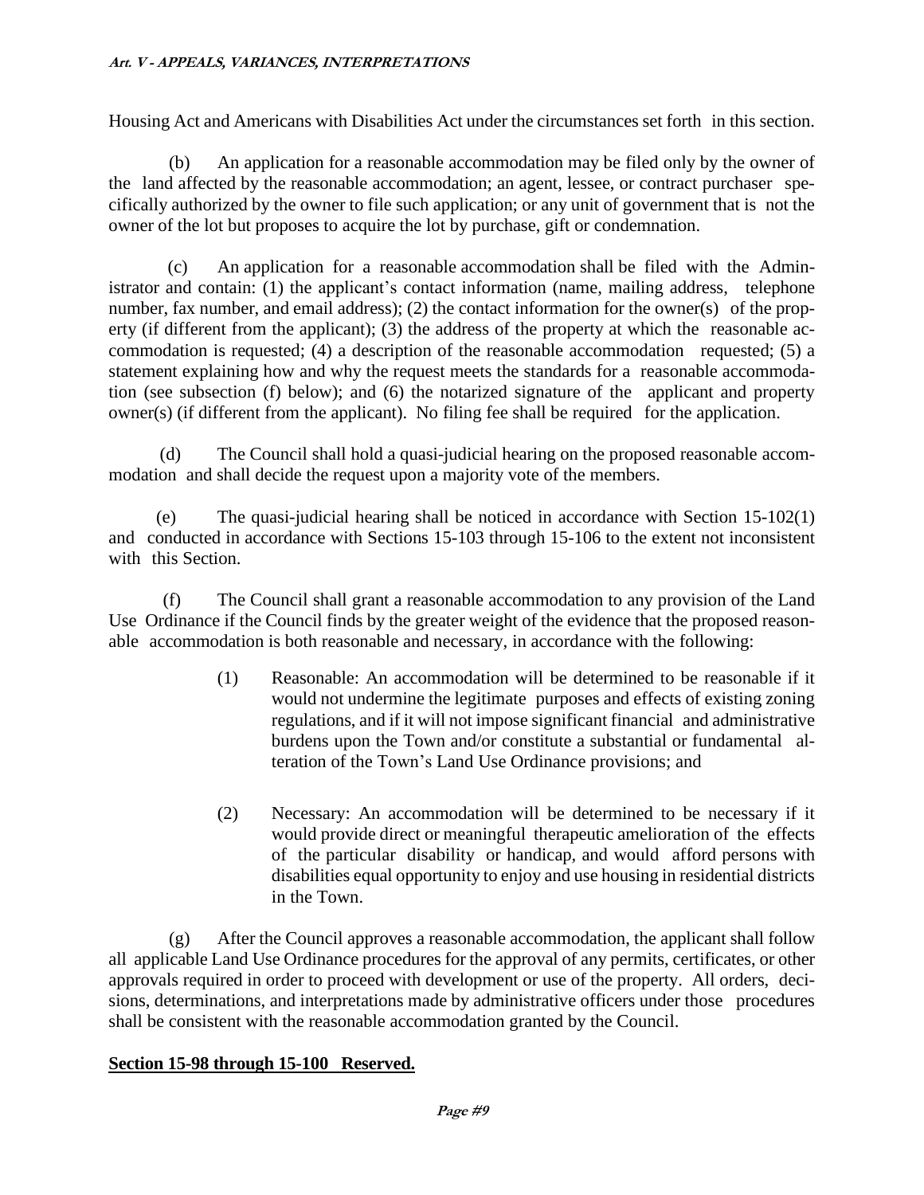Housing Act and Americans with Disabilities Act under the circumstances set forth in this section.

(b) An application for a reasonable accommodation may be filed only by the owner of the land affected by the reasonable accommodation; an agent, lessee, or contract purchaser specifically authorized by the owner to file such application; or any unit of government that is not the owner of the lot but proposes to acquire the lot by purchase, gift or condemnation.

(c) An application for a reasonable accommodation shall be filed with the Administrator and contain: (1) the applicant's contact information (name, mailing address, telephone number, fax number, and email address); (2) the contact information for the owner(s) of the property (if different from the applicant); (3) the address of the property at which the reasonable accommodation is requested; (4) a description of the reasonable accommodation requested; (5) a statement explaining how and why the request meets the standards for a reasonable accommodation (see subsection (f) below); and (6) the notarized signature of the applicant and property owner(s) (if different from the applicant). No filing fee shall be required for the application.

(d) The Council shall hold a quasi-judicial hearing on the proposed reasonable accommodation and shall decide the request upon a majority vote of the members.

(e) The quasi-judicial hearing shall be noticed in accordance with Section 15-102(1) and conducted in accordance with Sections 15-103 through 15-106 to the extent not inconsistent with this Section.

(f) The Council shall grant a reasonable accommodation to any provision of the Land Use Ordinance if the Council finds by the greater weight of the evidence that the proposed reasonable accommodation is both reasonable and necessary, in accordance with the following:

(1) Reasonable: An accommodation will be determined to be reasonable if it would not undermine the legitimate purposes and effects of existing zoning regulations, and if it will not impose significant financial and administrative burdens upon the Town and/or constitute a substantial or fundamental alteration of the Town's Land Use Ordinance provisions; and

(2) Necessary: An accommodation will be determined to be necessary if it would provide direct or meaningful therapeutic amelioration of the effects of the particular disability or handicap, and would afford persons with disabilities equal opportunity to enjoy and use housing in residential districts in the Town.

(g) After the Council approves a reasonable accommodation, the applicant shall follow all applicable Land Use Ordinance procedures for the approval of any permits, certificates, or other approvals required in order to proceed with development or use of the property. All orders, decisions, determinations, and interpretations made by administrative officers under those procedures shall be consistent with the reasonable accommodation granted by the Council.

**Section 15-98 through 15-100 Reserved.**